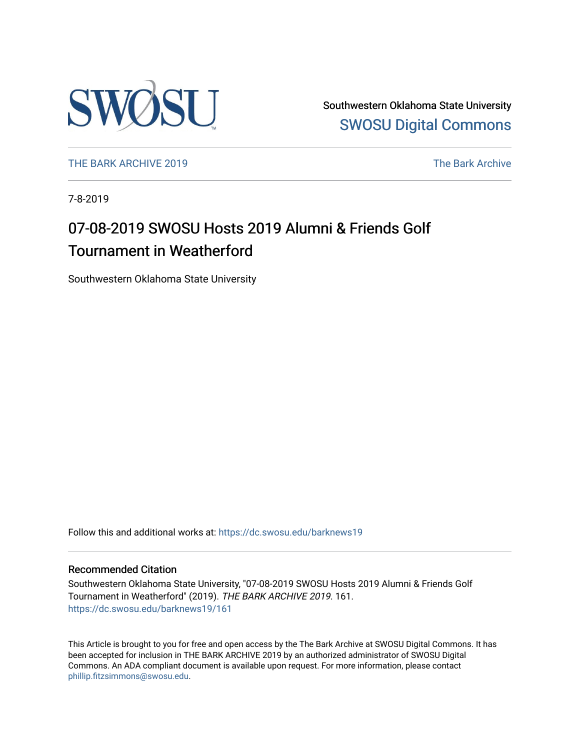Southwestern Oklahoma State University

SWOSU Digital Commons

THE BARK ARCHIVE 2019

The Bark Archive

7-8-2019

# 07-08-2019 SWOSU Hosts 2019 Alumni & Friends Golf Tournament in Weatherford

Southwestern Oklahoma State University

Follow this and additional works at: https://dc.swosu.edu/barknews19

## Recommended Citation

Southwestern Oklahoma State University, "07-08-2019 SWOSU Hosts 2019 Alumni & Friends Golf Tournament in Weatherford" (2019). *THE BARK ARCHIVE 2019*. 161.
https://dc.swosu.edu/barknews19/161

This Article is brought to you for free and open access by the The Bark Archive at SWOSU Digital Commons. It has been accepted for inclusion in THE BARK ARCHIVE 2019 by an authorized administrator of SWOSU Digital Commons. An ADA compliant document is available upon request. For more information, please contact phillip.fitzsimmons@swosu.edu.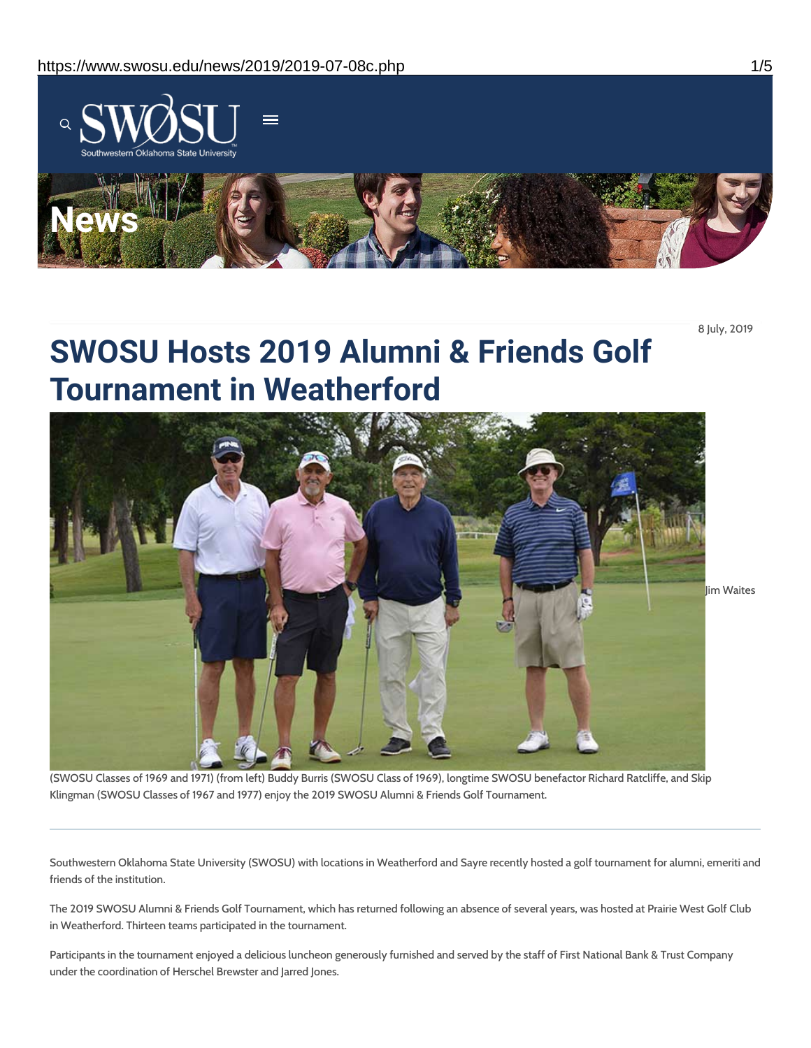8 July, 2019

# SWOSU Hosts 2019 Alumni & Friends Golf Tournament in Weatherford

Jim Waites

(SWOSU Classes of 1969 and 1971) (from left) Buddy Burris (SWOSU Class of 1969), longtime SWOSU benefactor Richard Ratcliffe, and Skip Klingman (SWOSU Classes of 1967 and 1977) enjoy the 2019 SWOSU Alumni & Friends Golf Tournament.

---

Southwestern Oklahoma State University (SWOSU) with locations in Weatherford and Sayre recently hosted a golf tournament for alumni, emeriti and friends of the institution.

The 2019 SWOSU Alumni & Friends Golf Tournament, which has returned following an absence of several years, was hosted at Prairie West Golf Club in Weatherford. Thirteen teams participated in the tournament.

Participants in the tournament enjoyed a delicious luncheon generously furnished and served by the staff of First National Bank & Trust Company under the coordination of Herschel Brewster and Jarred Jones.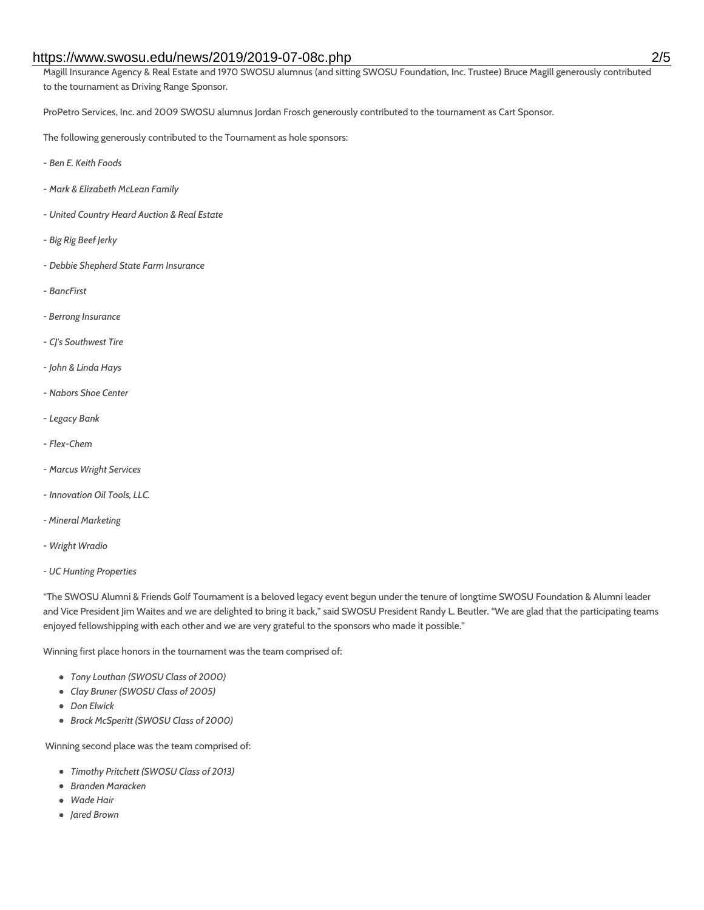Magill Insurance Agency & Real Estate and 1970 SWOSU alumnus (and sitting SWOSU Foundation, Inc. Trustee) Bruce Magill generously contributed to the tournament as Driving Range Sponsor.

ProPetro Services, Inc. and 2009 SWOSU alumnus Jordan Frosch generously contributed to the tournament as Cart Sponsor.

The following generously contributed to the Tournament as hole sponsors:

*- Ben E. Keith Foods*

*- Mark & Elizabeth McLean Family*

*- United Country Heard Auction & Real Estate*

*- Big Rig Beef Jerky*

*- Debbie Shepherd State Farm Insurance*

*- BancFirst*

*- Berrong Insurance*

*- CJ's Southwest Tire*

*- John & Linda Hays*

*- Nabors Shoe Center*

*- Legacy Bank*

*- Flex-Chem*

*- Marcus Wright Services*

*- Innovation Oil Tools, LLC.*

*- Mineral Marketing*

*- Wright Wradio*

*- UC Hunting Properties*

"The SWOSU Alumni & Friends Golf Tournament is a beloved legacy event begun under the tenure of longtime SWOSU Foundation & Alumni leader and Vice President Jim Waites and we are delighted to bring it back," said SWOSU President Randy L. Beutler. "We are glad that the participating teams enjoyed fellowshipping with each other and we are very grateful to the sponsors who made it possible."

Winning first place honors in the tournament was the team comprised of:

- *Tony Louthan (SWOSU Class of 2000)*
- *Clay Bruner (SWOSU Class of 2005)*
- *Don Elwick*
- *Brock McSperitt (SWOSU Class of 2000)*

Winning second place was the team comprised of:

- *Timothy Pritchett (SWOSU Class of 2013)*
- *Branden Maracken*
- *Wade Hair*
- *Jared Brown*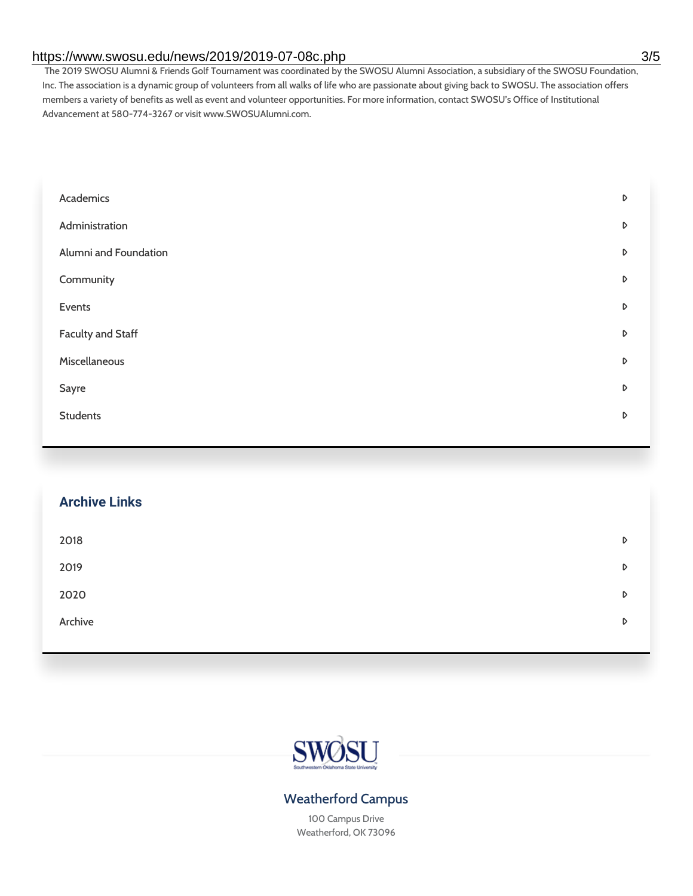The 2019 SWOSU Alumni & Friends Golf Tournament was coordinated by the SWOSU Alumni Association, a subsidiary of the SWOSU Foundation, Inc. The association is a dynamic group of volunteers from all walks of life who are passionate about giving back to SWOSU. The association offers members a variety of benefits as well as event and volunteer opportunities. For more information, contact SWOSU's Office of Institutional Advancement at 580-774-3267 or visit www.SWOSUAlumni.com.

- Academics
- Administration
- Alumni and Foundation
- Community
- Events
- Faculty and Staff
- Miscellaneous
- Sayre
- Students

## Archive Links

- 2018
- 2019
- 2020
- Archive

SWOSU
Southwestern Oklahoma State University

### Weatherford Campus

100 Campus Drive
Weatherford, OK 73096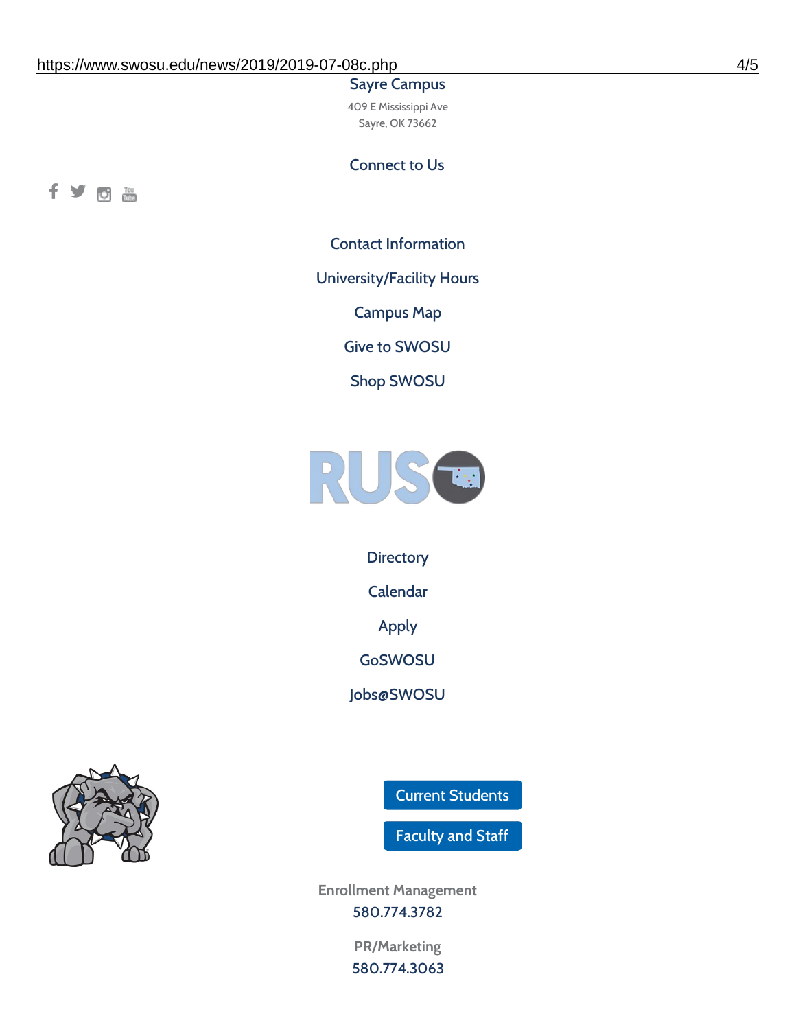Sayre Campus

409 E Mississippi Ave
Sayre, OK 73662

Connect to Us

Contact Information

University/Facility Hours

Campus Map

Give to SWOSU

Shop SWOSU

Directory

Calendar

Apply

GoSWOSU

Jobs@SWOSU

Current Students

Faculty and Staff

Enrollment Management
580.774.3782

PR/Marketing
580.774.3063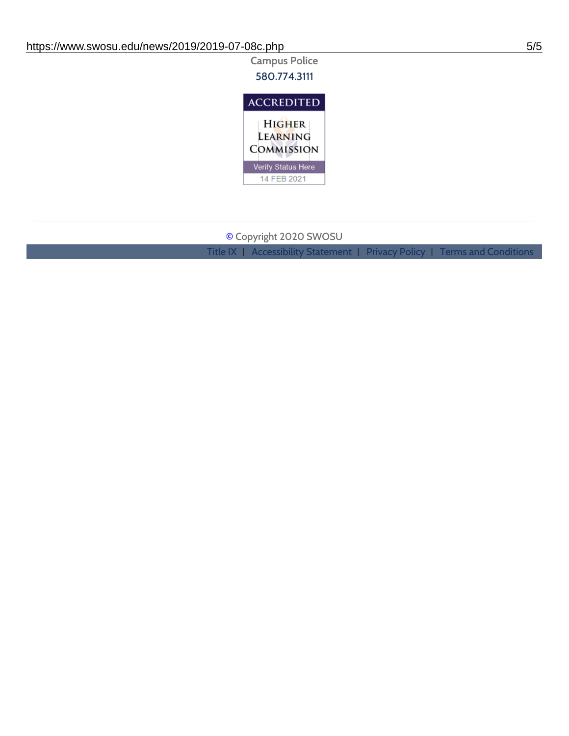Campus Police

580.774.3111

ACCREDITED

HIGHER LEARNING COMMISSION

Verify Status Here

14 FEB 2021

© Copyright 2020 SWOSU

Title IX | Accessibility Statement | Privacy Policy | Terms and Conditions